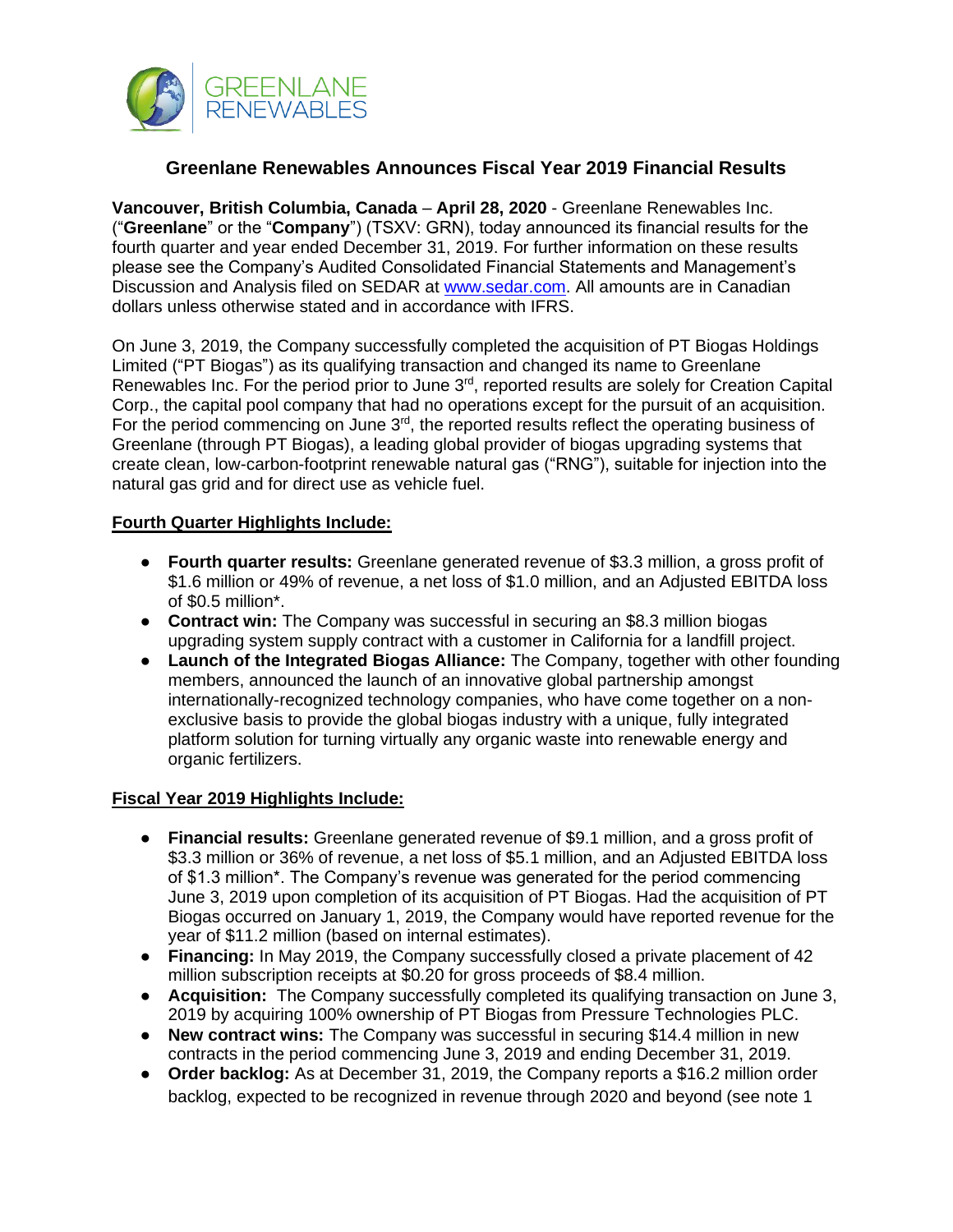# Greenlane Renewables Announces Fiscal Year 2019 Financial Results

**Vancouver, British Columbia, Canada** – **April 28, 2020** - Greenlane Renewables Inc. ("**Greenlane**" or the "**Company**") (TSXV: GRN), today announced its financial results for the fourth quarter and year ended December 31, 2019. For further information on these results please see the Company's Audited Consolidated Financial Statements and Management's Discussion and Analysis filed on SEDAR at www.sedar.com. All amounts are in Canadian dollars unless otherwise stated and in accordance with IFRS.

On June 3, 2019, the Company successfully completed the acquisition of PT Biogas Holdings Limited ("PT Biogas") as its qualifying transaction and changed its name to Greenlane Renewables Inc. For the period prior to June 3rd, reported results are solely for Creation Capital Corp., the capital pool company that had no operations except for the pursuit of an acquisition. For the period commencing on June 3rd, the reported results reflect the operating business of Greenlane (through PT Biogas), a leading global provider of biogas upgrading systems that create clean, low-carbon-footprint renewable natural gas ("RNG"), suitable for injection into the natural gas grid and for direct use as vehicle fuel.

## Fourth Quarter Highlights Include:

- **Fourth quarter results:** Greenlane generated revenue of $3.3 million, a gross profit of $1.6 million or 49% of revenue, a net loss of $1.0 million, and an Adjusted EBITDA loss of $0.5 million*.
- **Contract win:** The Company was successful in securing an $8.3 million biogas upgrading system supply contract with a customer in California for a landfill project.
- **Launch of the Integrated Biogas Alliance:** The Company, together with other founding members, announced the launch of an innovative global partnership amongst internationally-recognized technology companies, who have come together on a non-exclusive basis to provide the global biogas industry with a unique, fully integrated platform solution for turning virtually any organic waste into renewable energy and organic fertilizers.

## Fiscal Year 2019 Highlights Include:

- **Financial results:** Greenlane generated revenue of $9.1 million, and a gross profit of $3.3 million or 36% of revenue, a net loss of $5.1 million, and an Adjusted EBITDA loss of $1.3 million*. The Company's revenue was generated for the period commencing June 3, 2019 upon completion of its acquisition of PT Biogas. Had the acquisition of PT Biogas occurred on January 1, 2019, the Company would have reported revenue for the year of $11.2 million (based on internal estimates).
- **Financing:** In May 2019, the Company successfully closed a private placement of 42 million subscription receipts at $0.20 for gross proceeds of $8.4 million.
- **Acquisition:** The Company successfully completed its qualifying transaction on June 3, 2019 by acquiring 100% ownership of PT Biogas from Pressure Technologies PLC.
- **New contract wins:** The Company was successful in securing $14.4 million in new contracts in the period commencing June 3, 2019 and ending December 31, 2019.
- **Order backlog:** As at December 31, 2019, the Company reports a $16.2 million order backlog, expected to be recognized in revenue through 2020 and beyond (see note 1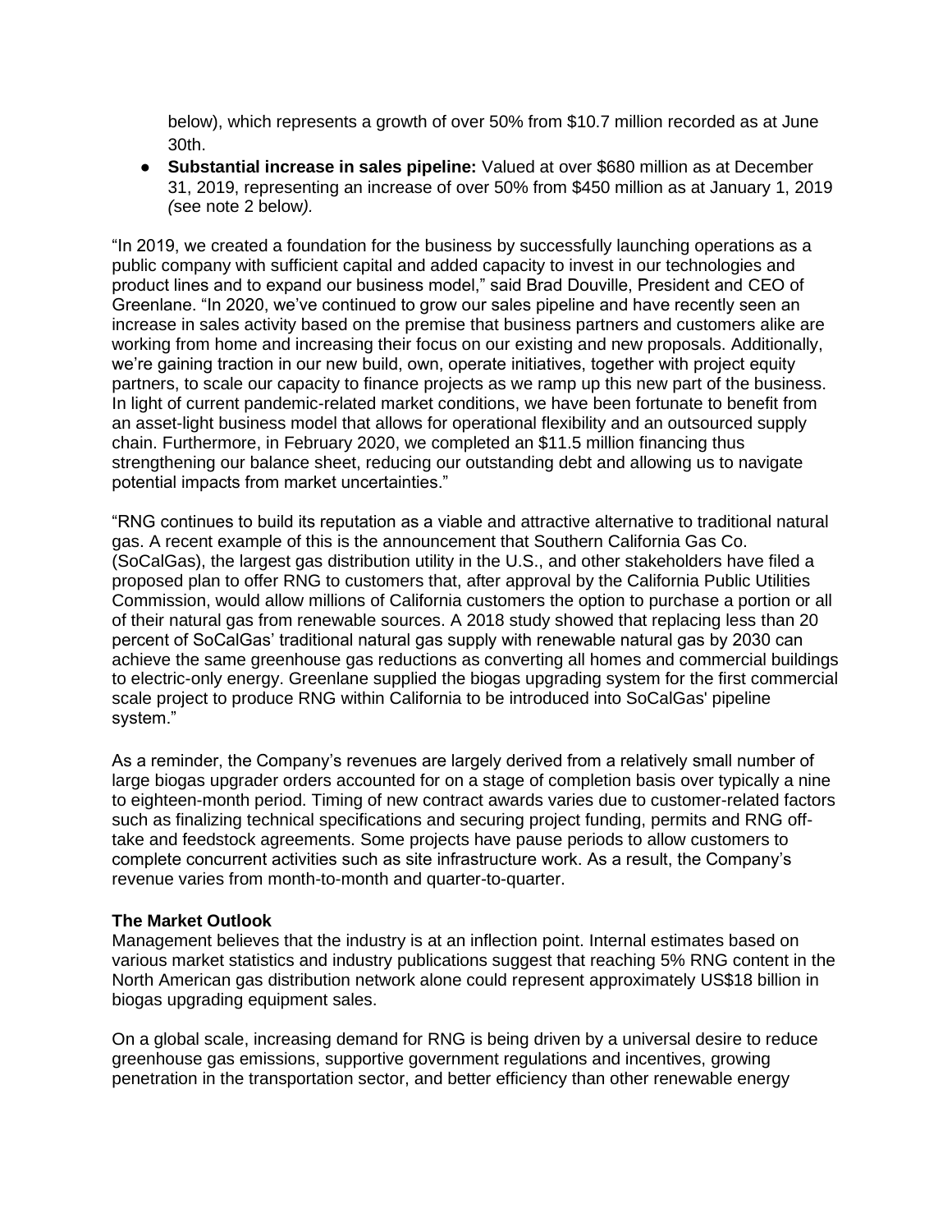below), which represents a growth of over 50% from $10.7 million recorded as at June 30th.

- **Substantial increase in sales pipeline:** Valued at over $680 million as at December 31, 2019, representing an increase of over 50% from $450 million as at January 1, 2019 *(*see note 2 below*).*

"In 2019, we created a foundation for the business by successfully launching operations as a public company with sufficient capital and added capacity to invest in our technologies and product lines and to expand our business model," said Brad Douville, President and CEO of Greenlane. "In 2020, we've continued to grow our sales pipeline and have recently seen an increase in sales activity based on the premise that business partners and customers alike are working from home and increasing their focus on our existing and new proposals. Additionally, we're gaining traction in our new build, own, operate initiatives, together with project equity partners, to scale our capacity to finance projects as we ramp up this new part of the business. In light of current pandemic-related market conditions, we have been fortunate to benefit from an asset-light business model that allows for operational flexibility and an outsourced supply chain. Furthermore, in February 2020, we completed an $11.5 million financing thus strengthening our balance sheet, reducing our outstanding debt and allowing us to navigate potential impacts from market uncertainties."

"RNG continues to build its reputation as a viable and attractive alternative to traditional natural gas. A recent example of this is the announcement that Southern California Gas Co. (SoCalGas), the largest gas distribution utility in the U.S., and other stakeholders have filed a proposed plan to offer RNG to customers that, after approval by the California Public Utilities Commission, would allow millions of California customers the option to purchase a portion or all of their natural gas from renewable sources. A 2018 study showed that replacing less than 20 percent of SoCalGas' traditional natural gas supply with renewable natural gas by 2030 can achieve the same greenhouse gas reductions as converting all homes and commercial buildings to electric-only energy. Greenlane supplied the biogas upgrading system for the first commercial scale project to produce RNG within California to be introduced into SoCalGas' pipeline system."

As a reminder, the Company's revenues are largely derived from a relatively small number of large biogas upgrader orders accounted for on a stage of completion basis over typically a nine to eighteen-month period. Timing of new contract awards varies due to customer-related factors such as finalizing technical specifications and securing project funding, permits and RNG off-take and feedstock agreements. Some projects have pause periods to allow customers to complete concurrent activities such as site infrastructure work. As a result, the Company's revenue varies from month-to-month and quarter-to-quarter.

**The Market Outlook**

Management believes that the industry is at an inflection point. Internal estimates based on various market statistics and industry publications suggest that reaching 5% RNG content in the North American gas distribution network alone could represent approximately US$18 billion in biogas upgrading equipment sales.

On a global scale, increasing demand for RNG is being driven by a universal desire to reduce greenhouse gas emissions, supportive government regulations and incentives, growing penetration in the transportation sector, and better efficiency than other renewable energy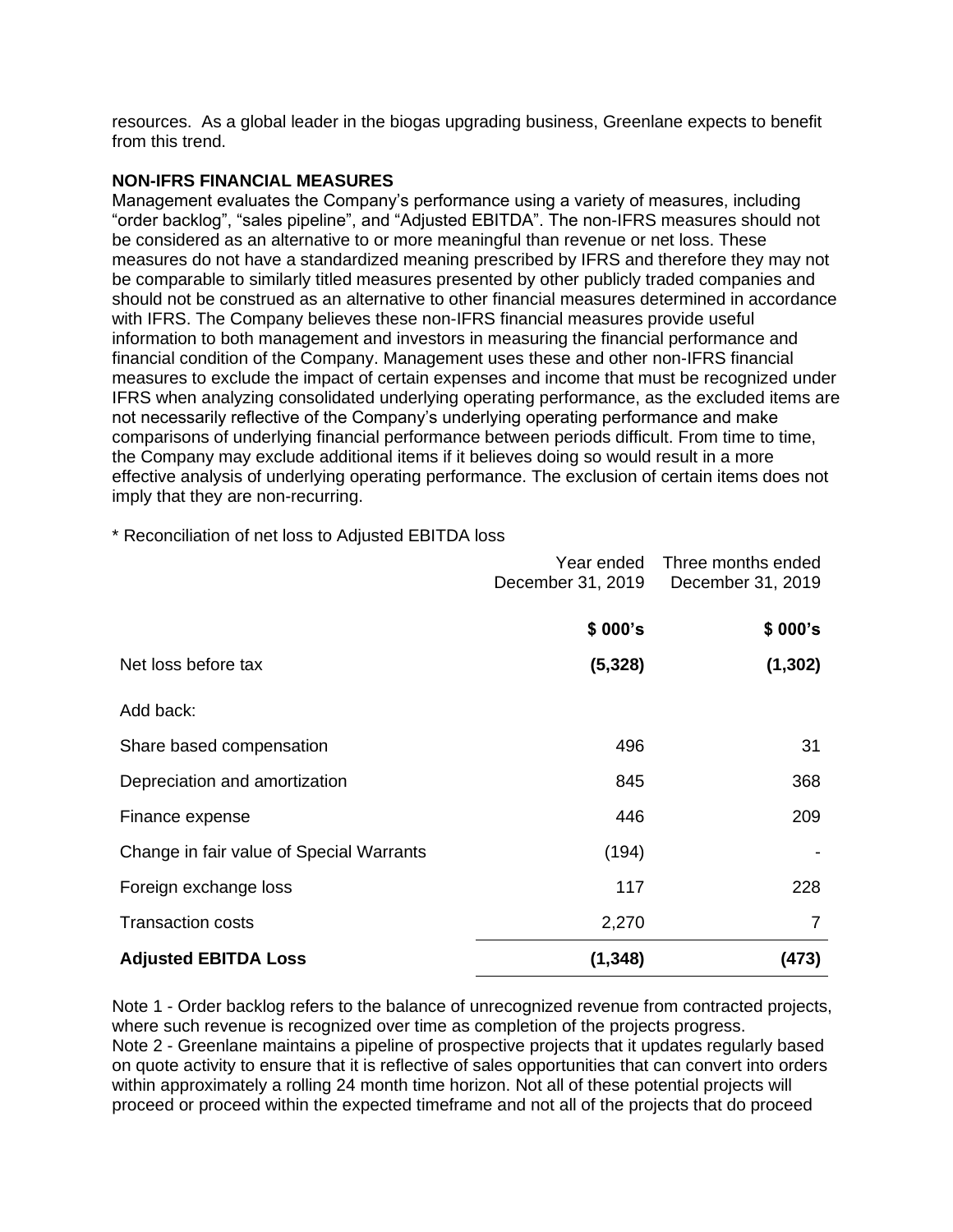resources. As a global leader in the biogas upgrading business, Greenlane expects to benefit from this trend.

**NON-IFRS FINANCIAL MEASURES**

Management evaluates the Company's performance using a variety of measures, including "order backlog", "sales pipeline", and "Adjusted EBITDA". The non-IFRS measures should not be considered as an alternative to or more meaningful than revenue or net loss. These measures do not have a standardized meaning prescribed by IFRS and therefore they may not be comparable to similarly titled measures presented by other publicly traded companies and should not be construed as an alternative to other financial measures determined in accordance with IFRS. The Company believes these non-IFRS financial measures provide useful information to both management and investors in measuring the financial performance and financial condition of the Company. Management uses these and other non-IFRS financial measures to exclude the impact of certain expenses and income that must be recognized under IFRS when analyzing consolidated underlying operating performance, as the excluded items are not necessarily reflective of the Company's underlying operating performance and make comparisons of underlying financial performance between periods difficult. From time to time, the Company may exclude additional items if it believes doing so would result in a more effective analysis of underlying operating performance. The exclusion of certain items does not imply that they are non-recurring.

* Reconciliation of net loss to Adjusted EBITDA loss

| | Year ended December 31, 2019 | Three months ended December 31, 2019 |
|---|---|---|
| | **$ 000's** | **$ 000's** |
| Net loss before tax | **(5,328)** | **(1,302)** |
| Add back: | | |
| Share based compensation | 496 | 31 |
| Depreciation and amortization | 845 | 368 |
| Finance expense | 446 | 209 |
| Change in fair value of Special Warrants | (194) | - |
| Foreign exchange loss | 117 | 228 |
| Transaction costs | 2,270 | 7 |
| **Adjusted EBITDA Loss** | **(1,348)** | **(473)** |

Note 1 - Order backlog refers to the balance of unrecognized revenue from contracted projects, where such revenue is recognized over time as completion of the projects progress.
Note 2 - Greenlane maintains a pipeline of prospective projects that it updates regularly based on quote activity to ensure that it is reflective of sales opportunities that can convert into orders within approximately a rolling 24 month time horizon. Not all of these potential projects will proceed or proceed within the expected timeframe and not all of the projects that do proceed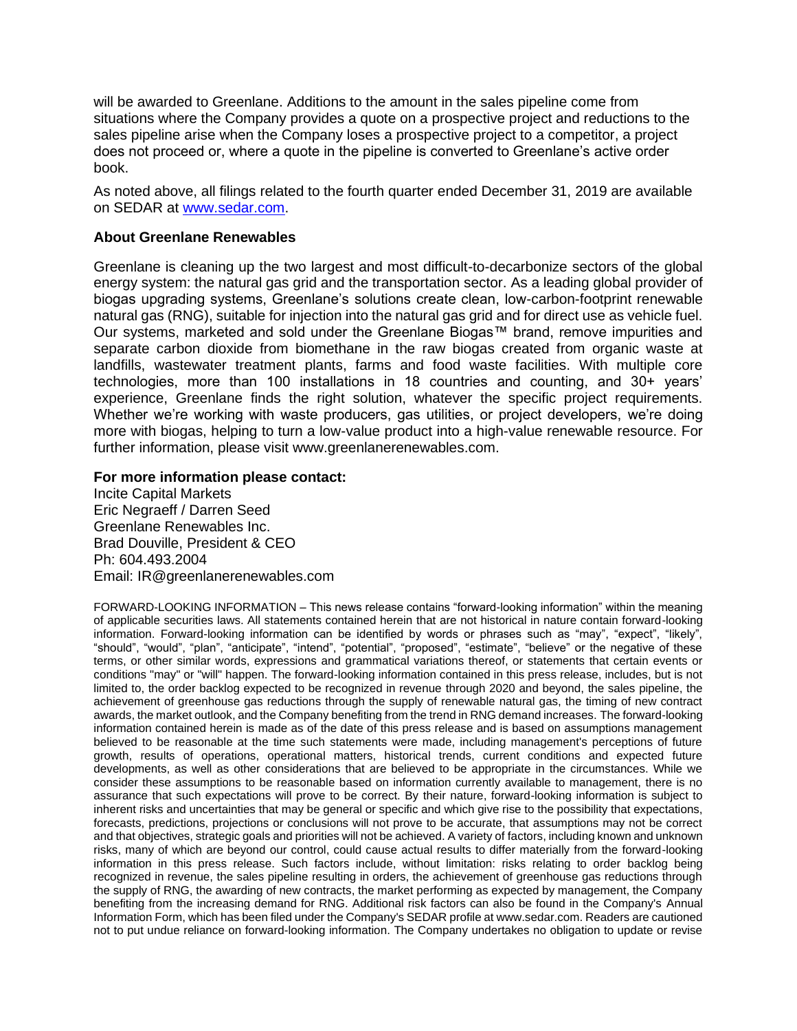will be awarded to Greenlane. Additions to the amount in the sales pipeline come from situations where the Company provides a quote on a prospective project and reductions to the sales pipeline arise when the Company loses a prospective project to a competitor, a project does not proceed or, where a quote in the pipeline is converted to Greenlane's active order book.

As noted above, all filings related to the fourth quarter ended December 31, 2019 are available on SEDAR at [www.sedar.com](www.sedar.com).

**About Greenlane Renewables**

Greenlane is cleaning up the two largest and most difficult-to-decarbonize sectors of the global energy system: the natural gas grid and the transportation sector. As a leading global provider of biogas upgrading systems, Greenlane's solutions create clean, low-carbon-footprint renewable natural gas (RNG), suitable for injection into the natural gas grid and for direct use as vehicle fuel. Our systems, marketed and sold under the Greenlane Biogas™ brand, remove impurities and separate carbon dioxide from biomethane in the raw biogas created from organic waste at landfills, wastewater treatment plants, farms and food waste facilities. With multiple core technologies, more than 100 installations in 18 countries and counting, and 30+ years' experience, Greenlane finds the right solution, whatever the specific project requirements. Whether we're working with waste producers, gas utilities, or project developers, we're doing more with biogas, helping to turn a low-value product into a high-value renewable resource. For further information, please visit www.greenlanerenewables.com.

**For more information please contact:**

Incite Capital Markets
Eric Negraeff / Darren Seed
Greenlane Renewables Inc.
Brad Douville, President & CEO
Ph: 604.493.2004
Email: IR@greenlanerenewables.com

FORWARD-LOOKING INFORMATION – This news release contains "forward-looking information" within the meaning of applicable securities laws. All statements contained herein that are not historical in nature contain forward-looking information. Forward-looking information can be identified by words or phrases such as "may", "expect", "likely", "should", "would", "plan", "anticipate", "intend", "potential", "proposed", "estimate", "believe" or the negative of these terms, or other similar words, expressions and grammatical variations thereof, or statements that certain events or conditions "may" or "will" happen. The forward-looking information contained in this press release, includes, but is not limited to, the order backlog expected to be recognized in revenue through 2020 and beyond, the sales pipeline, the achievement of greenhouse gas reductions through the supply of renewable natural gas, the timing of new contract awards, the market outlook, and the Company benefiting from the trend in RNG demand increases. The forward-looking information contained herein is made as of the date of this press release and is based on assumptions management believed to be reasonable at the time such statements were made, including management's perceptions of future growth, results of operations, operational matters, historical trends, current conditions and expected future developments, as well as other considerations that are believed to be appropriate in the circumstances. While we consider these assumptions to be reasonable based on information currently available to management, there is no assurance that such expectations will prove to be correct. By their nature, forward-looking information is subject to inherent risks and uncertainties that may be general or specific and which give rise to the possibility that expectations, forecasts, predictions, projections or conclusions will not prove to be accurate, that assumptions may not be correct and that objectives, strategic goals and priorities will not be achieved. A variety of factors, including known and unknown risks, many of which are beyond our control, could cause actual results to differ materially from the forward-looking information in this press release. Such factors include, without limitation: risks relating to order backlog being recognized in revenue, the sales pipeline resulting in orders, the achievement of greenhouse gas reductions through the supply of RNG, the awarding of new contracts, the market performing as expected by management, the Company benefiting from the increasing demand for RNG. Additional risk factors can also be found in the Company's Annual Information Form, which has been filed under the Company's SEDAR profile at www.sedar.com. Readers are cautioned not to put undue reliance on forward-looking information. The Company undertakes no obligation to update or revise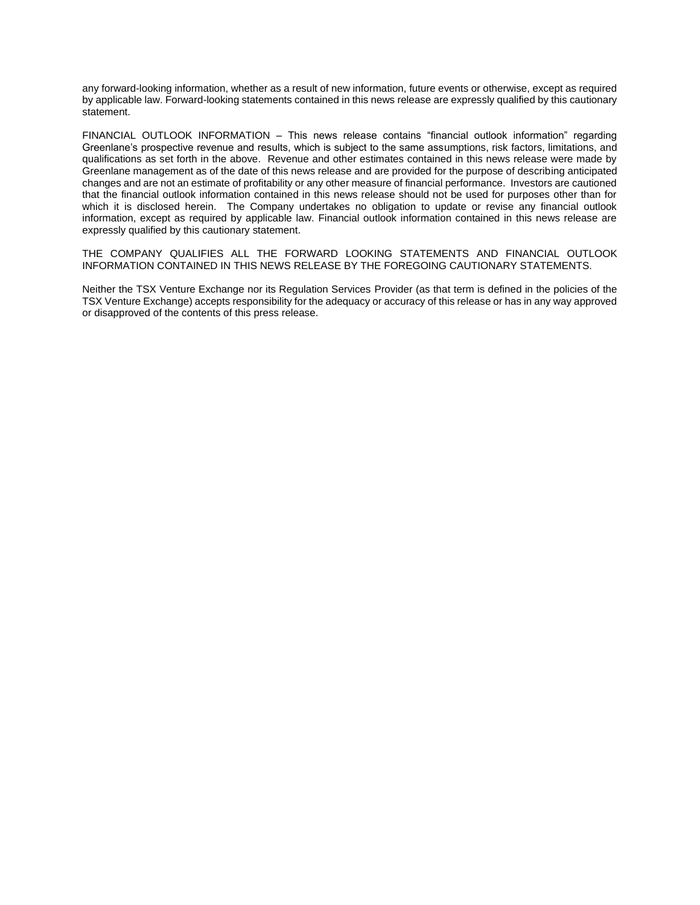any forward-looking information, whether as a result of new information, future events or otherwise, except as required by applicable law. Forward-looking statements contained in this news release are expressly qualified by this cautionary statement.

FINANCIAL OUTLOOK INFORMATION – This news release contains “financial outlook information” regarding Greenlane’s prospective revenue and results, which is subject to the same assumptions, risk factors, limitations, and qualifications as set forth in the above. Revenue and other estimates contained in this news release were made by Greenlane management as of the date of this news release and are provided for the purpose of describing anticipated changes and are not an estimate of profitability or any other measure of financial performance. Investors are cautioned that the financial outlook information contained in this news release should not be used for purposes other than for which it is disclosed herein. The Company undertakes no obligation to update or revise any financial outlook information, except as required by applicable law. Financial outlook information contained in this news release are expressly qualified by this cautionary statement.

THE COMPANY QUALIFIES ALL THE FORWARD LOOKING STATEMENTS AND FINANCIAL OUTLOOK INFORMATION CONTAINED IN THIS NEWS RELEASE BY THE FOREGOING CAUTIONARY STATEMENTS.

Neither the TSX Venture Exchange nor its Regulation Services Provider (as that term is defined in the policies of the TSX Venture Exchange) accepts responsibility for the adequacy or accuracy of this release or has in any way approved or disapproved of the contents of this press release.